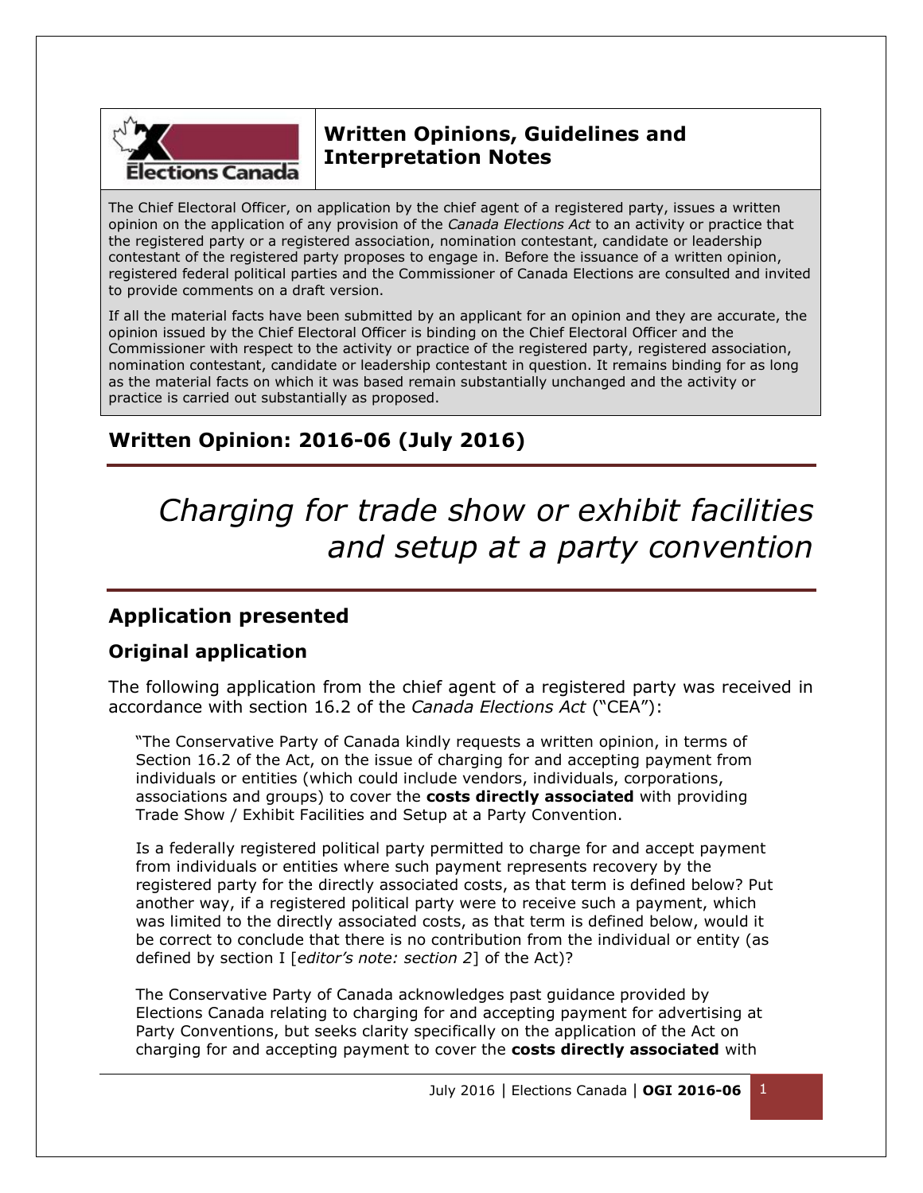## Written Opinions, Guidelines and Interpretation Notes

The Chief Electoral Officer, on application by the chief agent of a registered party, issues a written opinion on the application of any provision of the *Canada Elections Act* to an activity or practice that the registered party or a registered association, nomination contestant, candidate or leadership contestant of the registered party proposes to engage in. Before the issuance of a written opinion, registered federal political parties and the Commissioner of Canada Elections are consulted and invited to provide comments on a draft version.

If all the material facts have been submitted by an applicant for an opinion and they are accurate, the opinion issued by the Chief Electoral Officer is binding on the Chief Electoral Officer and the Commissioner with respect to the activity or practice of the registered party, registered association, nomination contestant, candidate or leadership contestant in question. It remains binding for as long as the material facts on which it was based remain substantially unchanged and the activity or practice is carried out substantially as proposed.

## Written Opinion: 2016-06 (July 2016)

# *Charging for trade show or exhibit facilities and setup at a party convention*

## Application presented

### Original application

The following application from the chief agent of a registered party was received in accordance with section 16.2 of the *Canada Elections Act* ("CEA"):

> "The Conservative Party of Canada kindly requests a written opinion, in terms of Section 16.2 of the Act, on the issue of charging for and accepting payment from individuals or entities (which could include vendors, individuals, corporations, associations and groups) to cover the **costs directly associated** with providing Trade Show / Exhibit Facilities and Setup at a Party Convention.
>
> Is a federally registered political party permitted to charge for and accept payment from individuals or entities where such payment represents recovery by the registered party for the directly associated costs, as that term is defined below? Put another way, if a registered political party were to receive such a payment, which was limited to the directly associated costs, as that term is defined below, would it be correct to conclude that there is no contribution from the individual or entity (as defined by section I [*editor's note: section 2*] of the Act)?
>
> The Conservative Party of Canada acknowledges past guidance provided by Elections Canada relating to charging for and accepting payment for advertising at Party Conventions, but seeks clarity specifically on the application of the Act on charging for and accepting payment to cover the **costs directly associated** with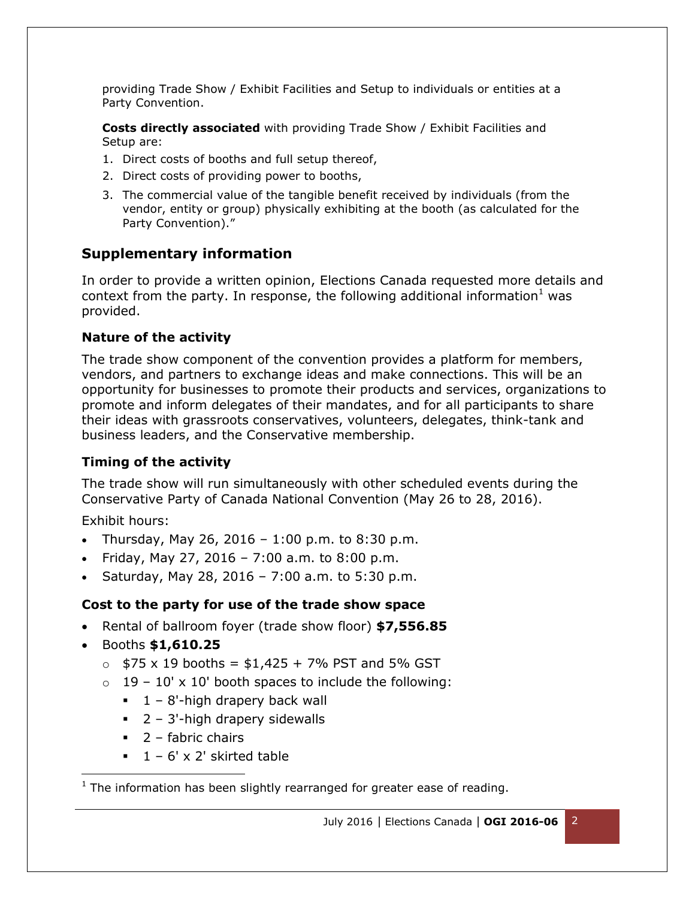providing Trade Show / Exhibit Facilities and Setup to individuals or entities at a Party Convention.

**Costs directly associated** with providing Trade Show / Exhibit Facilities and Setup are:

1. Direct costs of booths and full setup thereof,
2. Direct costs of providing power to booths,
3. The commercial value of the tangible benefit received by individuals (from the vendor, entity or group) physically exhibiting at the booth (as calculated for the Party Convention)."

## Supplementary information

In order to provide a written opinion, Elections Canada requested more details and context from the party. In response, the following additional information[1] was provided.

### Nature of the activity

The trade show component of the convention provides a platform for members, vendors, and partners to exchange ideas and make connections. This will be an opportunity for businesses to promote their products and services, organizations to promote and inform delegates of their mandates, and for all participants to share their ideas with grassroots conservatives, volunteers, delegates, think-tank and business leaders, and the Conservative membership.

### Timing of the activity

The trade show will run simultaneously with other scheduled events during the Conservative Party of Canada National Convention (May 26 to 28, 2016).

Exhibit hours:

- Thursday, May 26, 2016 – 1:00 p.m. to 8:30 p.m.
- Friday, May 27, 2016 – 7:00 a.m. to 8:00 p.m.
- Saturday, May 28, 2016 – 7:00 a.m. to 5:30 p.m.

### Cost to the party for use of the trade show space

- Rental of ballroom foyer (trade show floor) **$7,556.85**
- Booths **$1,610.25**
  - $75 x 19 booths = $1,425 + 7% PST and 5% GST
  - 19 – 10' x 10' booth spaces to include the following:
    - 1 – 8'-high drapery back wall
    - 2 – 3'-high drapery sidewalls
    - 2 – fabric chairs
    - 1 – 6' x 2' skirted table

[1] The information has been slightly rearranged for greater ease of reading.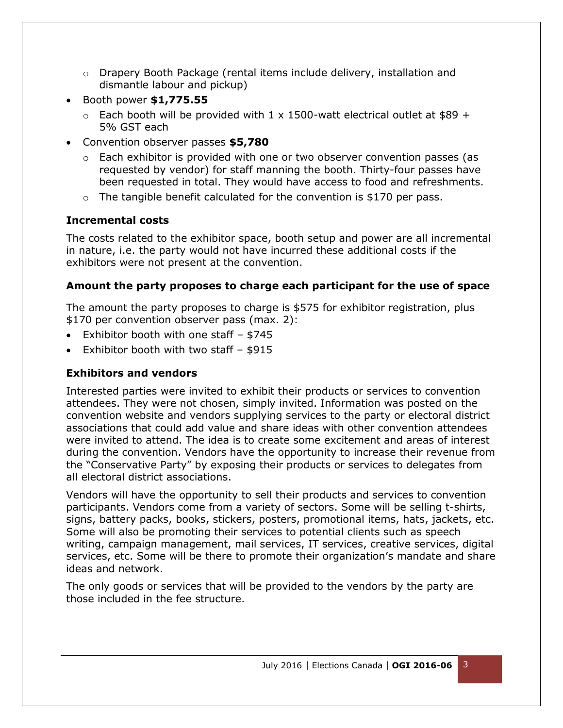- Drapery Booth Package (rental items include delivery, installation and dismantle labour and pickup)
- Booth power **$1,775.55**
  - Each booth will be provided with 1 x 1500-watt electrical outlet at $89 + 5% GST each
- Convention observer passes **$5,780**
  - Each exhibitor is provided with one or two observer convention passes (as requested by vendor) for staff manning the booth. Thirty-four passes have been requested in total. They would have access to food and refreshments.
  - The tangible benefit calculated for the convention is $170 per pass.

### Incremental costs

The costs related to the exhibitor space, booth setup and power are all incremental in nature, i.e. the party would not have incurred these additional costs if the exhibitors were not present at the convention.

### Amount the party proposes to charge each participant for the use of space

The amount the party proposes to charge is $575 for exhibitor registration, plus $170 per convention observer pass (max. 2):

- Exhibitor booth with one staff – $745
- Exhibitor booth with two staff – $915

### Exhibitors and vendors

Interested parties were invited to exhibit their products or services to convention attendees. They were not chosen, simply invited. Information was posted on the convention website and vendors supplying services to the party or electoral district associations that could add value and share ideas with other convention attendees were invited to attend. The idea is to create some excitement and areas of interest during the convention. Vendors have the opportunity to increase their revenue from the "Conservative Party" by exposing their products or services to delegates from all electoral district associations.

Vendors will have the opportunity to sell their products and services to convention participants. Vendors come from a variety of sectors. Some will be selling t-shirts, signs, battery packs, books, stickers, posters, promotional items, hats, jackets, etc. Some will also be promoting their services to potential clients such as speech writing, campaign management, mail services, IT services, creative services, digital services, etc. Some will be there to promote their organization's mandate and share ideas and network.

The only goods or services that will be provided to the vendors by the party are those included in the fee structure.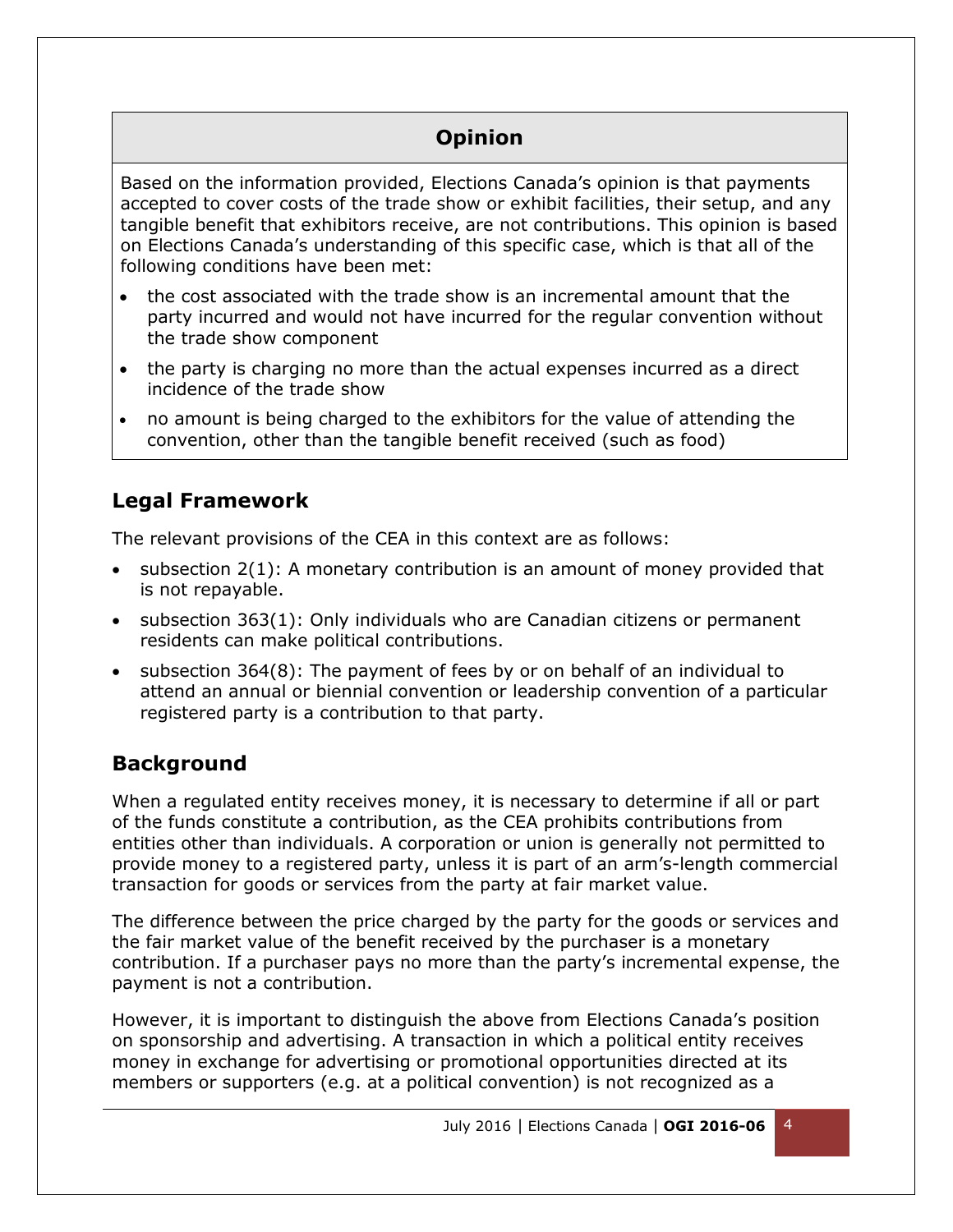## Opinion

Based on the information provided, Elections Canada's opinion is that payments accepted to cover costs of the trade show or exhibit facilities, their setup, and any tangible benefit that exhibitors receive, are not contributions. This opinion is based on Elections Canada's understanding of this specific case, which is that all of the following conditions have been met:

- the cost associated with the trade show is an incremental amount that the party incurred and would not have incurred for the regular convention without the trade show component
- the party is charging no more than the actual expenses incurred as a direct incidence of the trade show
- no amount is being charged to the exhibitors for the value of attending the convention, other than the tangible benefit received (such as food)

## Legal Framework

The relevant provisions of the CEA in this context are as follows:

- subsection 2(1): A monetary contribution is an amount of money provided that is not repayable.
- subsection 363(1): Only individuals who are Canadian citizens or permanent residents can make political contributions.
- subsection 364(8): The payment of fees by or on behalf of an individual to attend an annual or biennial convention or leadership convention of a particular registered party is a contribution to that party.

## Background

When a regulated entity receives money, it is necessary to determine if all or part of the funds constitute a contribution, as the CEA prohibits contributions from entities other than individuals. A corporation or union is generally not permitted to provide money to a registered party, unless it is part of an arm's-length commercial transaction for goods or services from the party at fair market value.

The difference between the price charged by the party for the goods or services and the fair market value of the benefit received by the purchaser is a monetary contribution. If a purchaser pays no more than the party's incremental expense, the payment is not a contribution.

However, it is important to distinguish the above from Elections Canada's position on sponsorship and advertising. A transaction in which a political entity receives money in exchange for advertising or promotional opportunities directed at its members or supporters (e.g. at a political convention) is not recognized as a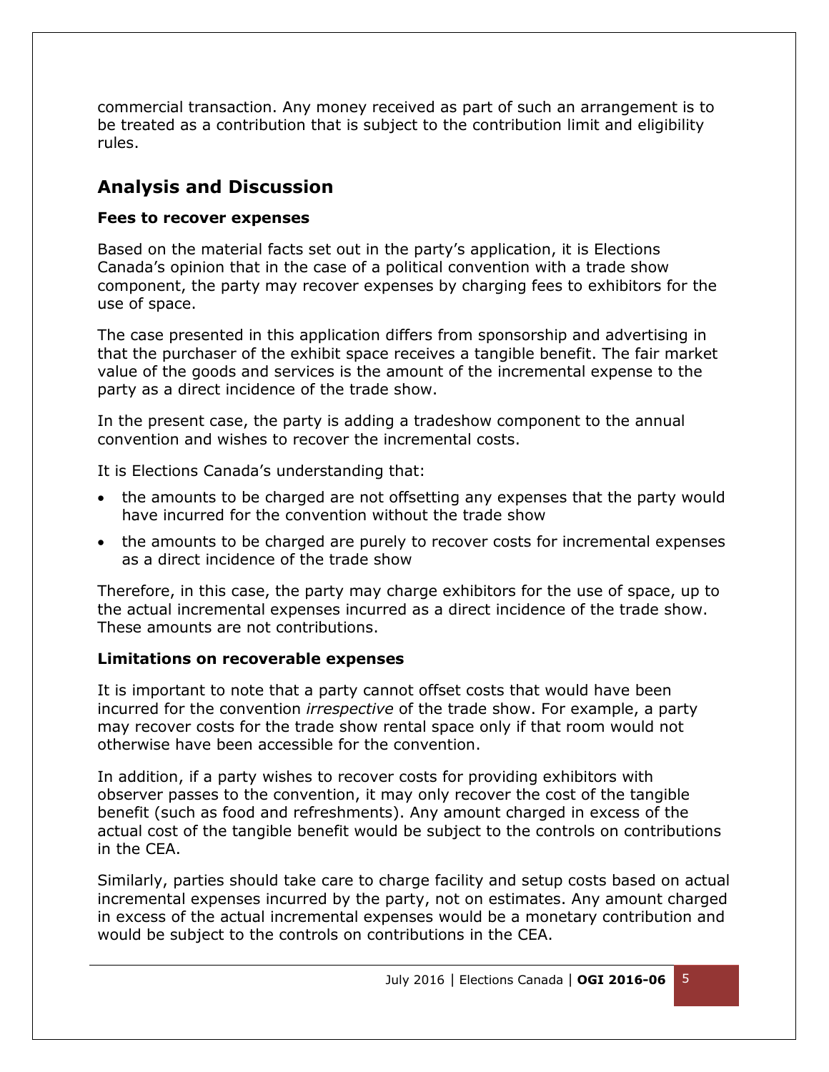commercial transaction. Any money received as part of such an arrangement is to be treated as a contribution that is subject to the contribution limit and eligibility rules.

## Analysis and Discussion

**Fees to recover expenses**

Based on the material facts set out in the party's application, it is Elections Canada's opinion that in the case of a political convention with a trade show component, the party may recover expenses by charging fees to exhibitors for the use of space.

The case presented in this application differs from sponsorship and advertising in that the purchaser of the exhibit space receives a tangible benefit. The fair market value of the goods and services is the amount of the incremental expense to the party as a direct incidence of the trade show.

In the present case, the party is adding a tradeshow component to the annual convention and wishes to recover the incremental costs.

It is Elections Canada's understanding that:

- the amounts to be charged are not offsetting any expenses that the party would have incurred for the convention without the trade show
- the amounts to be charged are purely to recover costs for incremental expenses as a direct incidence of the trade show

Therefore, in this case, the party may charge exhibitors for the use of space, up to the actual incremental expenses incurred as a direct incidence of the trade show. These amounts are not contributions.

**Limitations on recoverable expenses**

It is important to note that a party cannot offset costs that would have been incurred for the convention *irrespective* of the trade show. For example, a party may recover costs for the trade show rental space only if that room would not otherwise have been accessible for the convention.

In addition, if a party wishes to recover costs for providing exhibitors with observer passes to the convention, it may only recover the cost of the tangible benefit (such as food and refreshments). Any amount charged in excess of the actual cost of the tangible benefit would be subject to the controls on contributions in the CEA.

Similarly, parties should take care to charge facility and setup costs based on actual incremental expenses incurred by the party, not on estimates. Any amount charged in excess of the actual incremental expenses would be a monetary contribution and would be subject to the controls on contributions in the CEA.